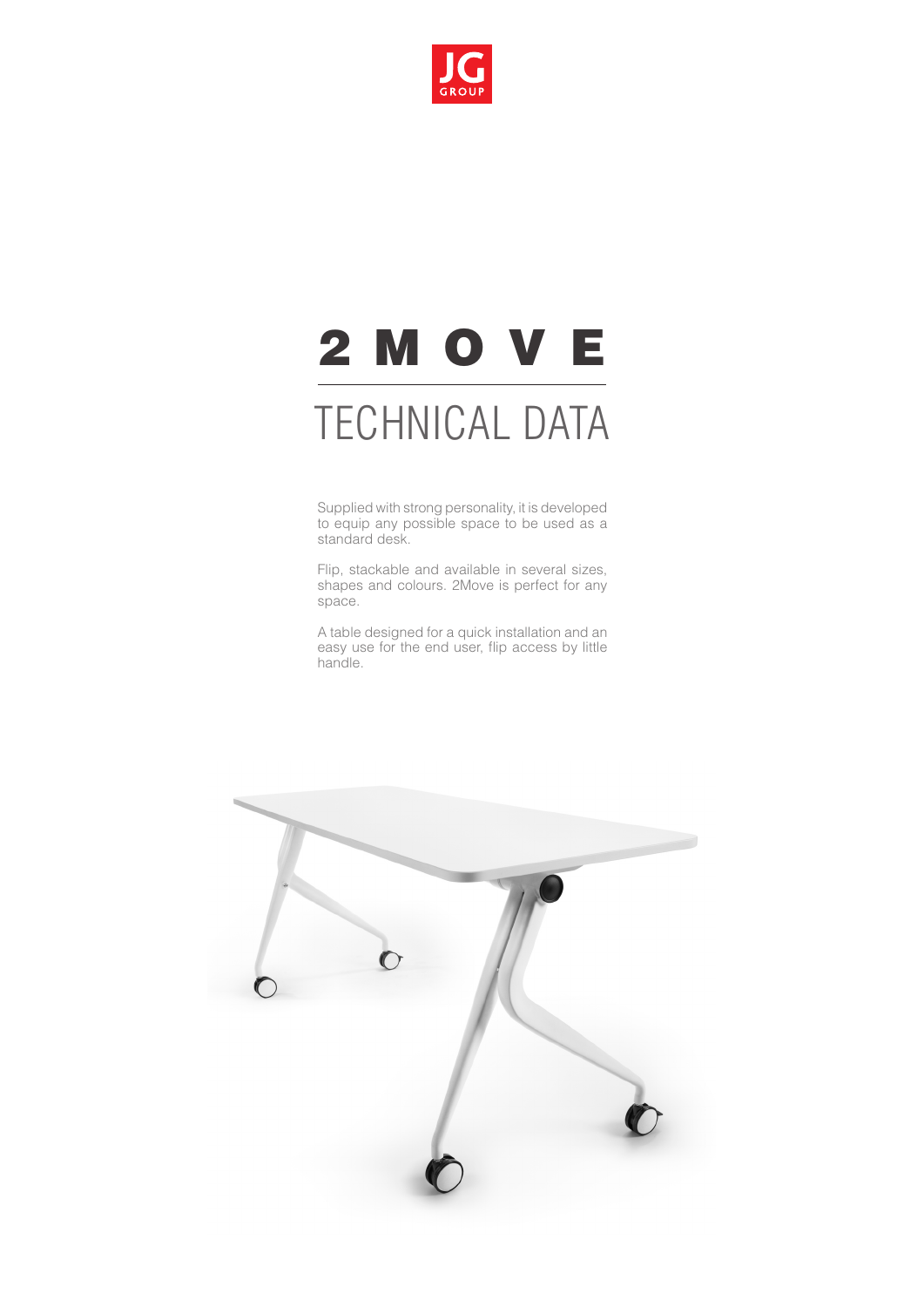JG GROUP

# 2MOVE

## TECHNICAL DATA

Supplied with strong personality, it is developed to equip any possible space to be used as a standard desk.

Flip, stackable and available in several sizes, shapes and colours. 2Move is perfect for any space.

A table designed for a quick installation and an easy use for the end user, flip access by little handle.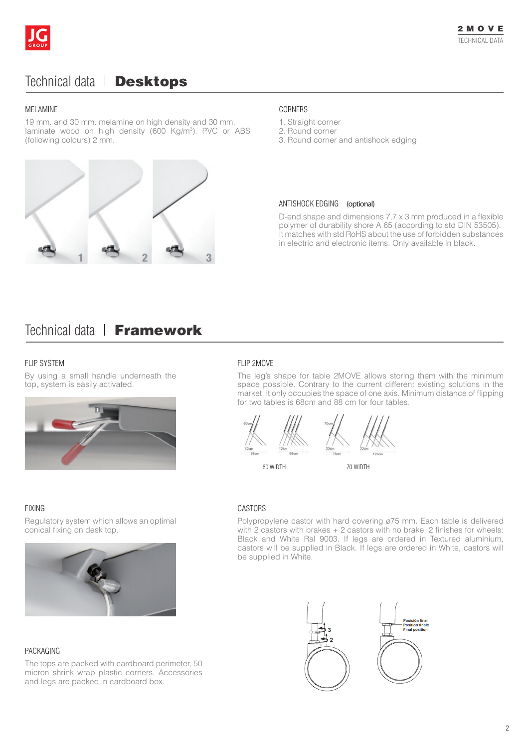# Technical data | **Desktops**

### MELAMINE

19 mm. and 30 mm. melamine on high density and 30 mm. laminate wood on high density (600 Kg/m$^3$). PVC or ABS (following colours) 2 mm.

### CORNERS

1. Straight corner
2. Round corner
3. Round corner and antishock edging

### ANTISHOCK EDGING (optional)

D-end shape and dimensions 7,7 x 3 mm produced in a flexible polymer of durability shore A 65 (according to std DIN 53505). It matches with std RoHS about the use of forbidden substances in electric and electronic items. Only available in black.

# Technical data | **Framework**

### FLIP SYSTEM

By using a small handle underneath the top, system is easily activated.

### FLIP 2MOVE

The leg's shape for table 2MOVE allows storing them with the minimum space possible. Contrary to the current different existing solutions in the market, it only occupies the space of one axis. Minimum distance of flipping for two tables is 68cm and 88 cm for four tables.

60 WIDTH

70 WIDTH

### FIXING

Regulatory system which allows an optimal conical fixing on desk top.

### CASTORS

Polypropylene castor with hard covering ø75 mm. Each table is delivered with 2 castors with brakes + 2 castors with no brake. 2 finishes for wheels: Black and White Ral 9003. If legs are ordered in Textured aluminium, castors will be supplied in Black. If legs are ordered in White, castors will be supplied in White.

### PACKAGING

The tops are packed with cardboard perimeter, 50 micron shrink wrap plastic corners. Accessories and legs are packed in cardboard box.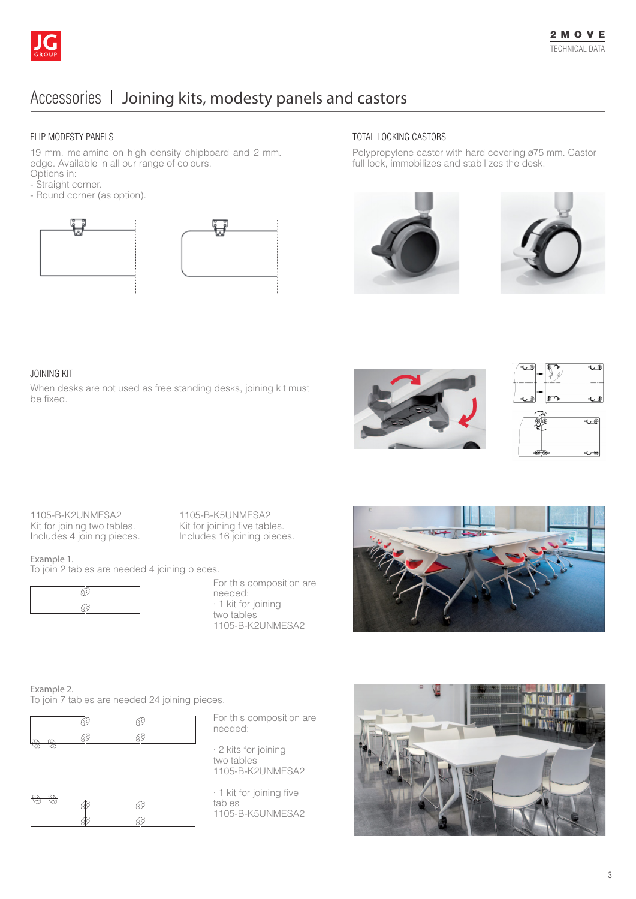# Accessories | Joining kits, modesty panels and castors

## FLIP MODESTY PANELS

19 mm. melamine on high density chipboard and 2 mm. edge. Available in all our range of colours.
Options in:
- Straight corner.
- Round corner (as option).

## TOTAL LOCKING CASTORS

Polypropylene castor with hard covering ø75 mm. Castor full lock, immobilizes and stabilizes the desk.

## JOINING KIT

When desks are not used as free standing desks, joining kit must be fixed.

1105-B-K2UNMESA2
Kit for joining two tables.
Includes 4 joining pieces.

1105-B-K5UNMESA2
Kit for joining five tables.
Includes 16 joining pieces.

**Example 1.**
To join 2 tables are needed 4 joining pieces.

For this composition are needed:
· 1 kit for joining two tables
1105-B-K2UNMESA2

**Example 2.**
To join 7 tables are needed 24 joining pieces.

For this composition are needed:

· 2 kits for joining two tables
1105-B-K2UNMESA2

· 1 kit for joining five tables
1105-B-K5UNMESA2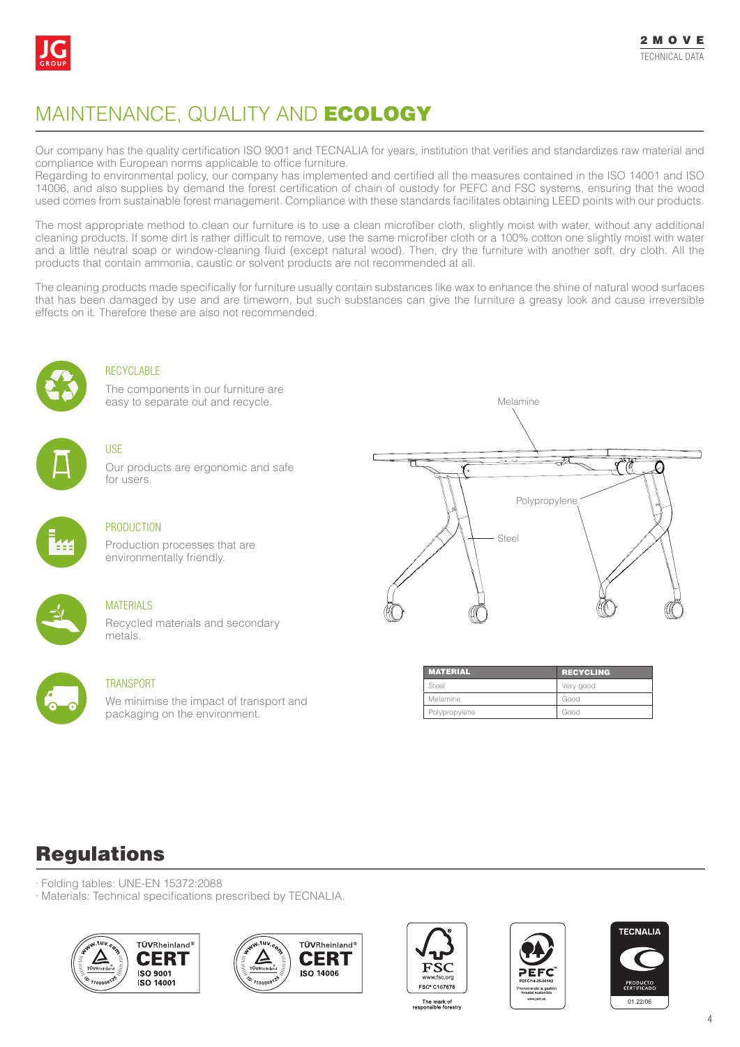# MAINTENANCE, QUALITY AND **ECOLOGY**

Our company has the quality certification ISO 9001 and TECNALIA for years, institution that verifies and standardizes raw material and compliance with European norms applicable to office furniture.
Regarding to environmental policy, our company has implemented and certified all the measures contained in the ISO 14001 and ISO 14006, and also supplies by demand the forest certification of chain of custody for PEFC and FSC systems, ensuring that the wood used comes from sustainable forest management. Compliance with these standards facilitates obtaining LEED points with our products.

The most appropriate method to clean our furniture is to use a clean microfiber cloth, slightly moist with water, without any additional cleaning products. If some dirt is rather difficult to remove, use the same microfiber cloth or a 100% cotton one slightly moist with water and a little neutral soap or window-cleaning fluid (except natural wood). Then, dry the furniture with another soft, dry cloth. All the products that contain ammonia, caustic or solvent products are not recommended at all.

The cleaning products made specifically for furniture usually contain substances like wax to enhance the shine of natural wood surfaces that has been damaged by use and are timeworn, but such substances can give the furniture a greasy look and cause irreversible effects on it. Therefore these are also not recommended.

### RECYCLABLE

The components in our furniture are easy to separate out and recycle.

### USE

Our products are ergonomic and safe for users.

### PRODUCTION

Production processes that are environmentally friendly.

### MATERIALS

Recycled materials and secondary metals.

### TRANSPORT

We minimise the impact of transport and packaging on the environment.

Melamine
Polypropylene
Steel

| MATERIAL | RECYCLING |
| --- | --- |
| Steel | Very good |
| Melamine | Good |
| Polypropylene | Good |

## Regulations

- Folding tables: UNE-EN 15372:2088
- Materials: Technical specifications prescribed by TECNALIA.

TÜVRheinland® CERT ISO 9001 ISO 14001
TÜVRheinland® CERT ISO 14006
FSC www.fsc.org FSC® C107678 The mark of responsible forestry
PEFC PEFC/14-35-00162
TECNALIA PRODUCTO CERTIFICADO 01.22/06